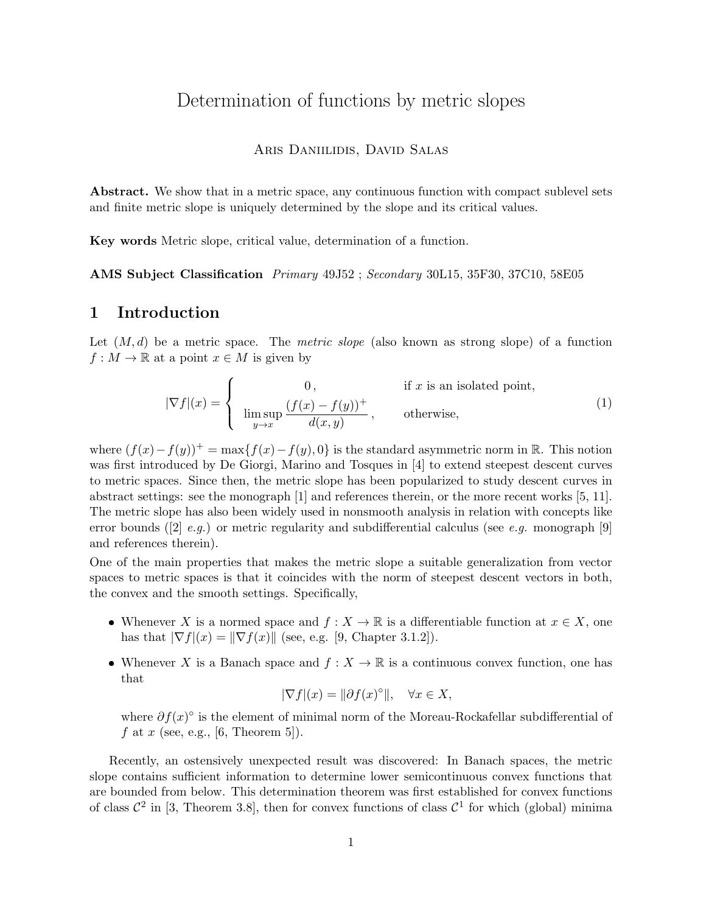# Determination of functions by metric slopes

Aris Daniilidis, David Salas

**Abstract.** We show that in a metric space, any continuous function with compact sublevel sets and finite metric slope is uniquely determined by the slope and its critical values.

**Key words** Metric slope, critical value, determination of a function.

**AMS Subject Classification** *Primary* 49J52 ; *Secondary* 30L15, 35F30, 37C10, 58E05

## 1 Introduction

Let $(M,d)$ be a metric space. The *metric slope* (also known as strong slope) of a function $f : M \to \mathbb{R}$ at a point $x \in M$ is given by

$$|\nabla f|(x) = \begin{cases} 0\,, & \text{if } x \text{ is an isolated point,} \\ \limsup\limits_{y\to x} \dfrac{(f(x)-f(y))^+}{d(x,y)}\,, & \text{otherwise,} \end{cases} \tag{1}$$

where $(f(x)-f(y))^+ = \max\{f(x)-f(y),0\}$ is the standard asymmetric norm in $\mathbb{R}$. This notion was first introduced by De Giorgi, Marino and Tosques in [4] to extend steepest descent curves to metric spaces. Since then, the metric slope has been popularized to study descent curves in abstract settings: see the monograph [1] and references therein, or the more recent works [5, 11]. The metric slope has also been widely used in nonsmooth analysis in relation with concepts like error bounds ([2] *e.g.*) or metric regularity and subdifferential calculus (see *e.g.* monograph [9] and references therein).

One of the main properties that makes the metric slope a suitable generalization from vector spaces to metric spaces is that it coincides with the norm of steepest descent vectors in both, the convex and the smooth settings. Specifically,

- Whenever $X$ is a normed space and $f : X \to \mathbb{R}$ is a differentiable function at $x \in X$, one has that $|\nabla f|(x) = \|\nabla f(x)\|$ (see, e.g. [9, Chapter 3.1.2]).
- Whenever $X$ is a Banach space and $f : X \to \mathbb{R}$ is a continuous convex function, one has that
$$|\nabla f|(x) = \|\partial f(x)^\circ\|, \quad \forall x \in X,$$
where $\partial f(x)^\circ$ is the element of minimal norm of the Moreau-Rockafellar subdifferential of $f$ at $x$ (see, e.g., [6, Theorem 5]).

Recently, an ostensively unexpected result was discovered: In Banach spaces, the metric slope contains sufficient information to determine lower semicontinuous convex functions that are bounded from below. This determination theorem was first established for convex functions of class $\mathcal{C}^2$ in [3, Theorem 3.8], then for convex functions of class $\mathcal{C}^1$ for which (global) minima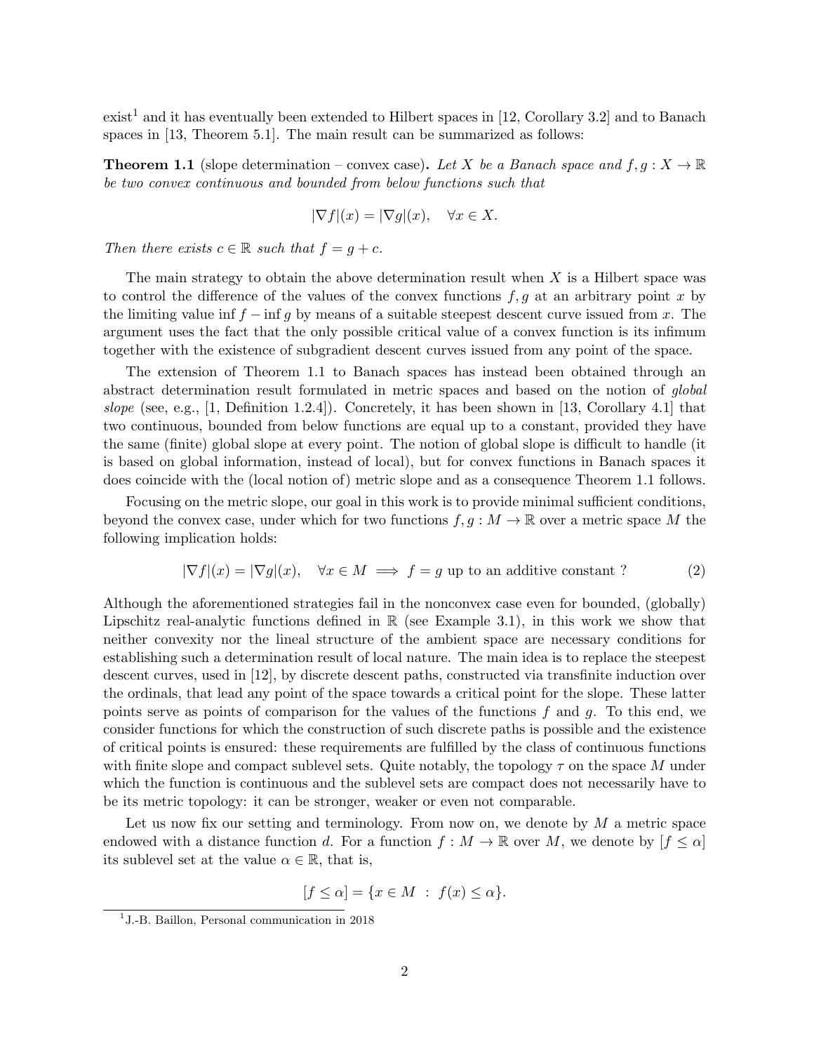exist[1] and it has eventually been extended to Hilbert spaces in [12, Corollary 3.2] and to Banach spaces in [13, Theorem 5.1]. The main result can be summarized as follows:

**Theorem 1.1** (slope determination – convex case)**.** *Let $X$ be a Banach space and $f, g : X \to \mathbb{R}$ be two convex continuous and bounded from below functions such that*

$$|\nabla f|(x) = |\nabla g|(x), \quad \forall x \in X.$$

*Then there exists $c \in \mathbb{R}$ such that $f = g + c$.*

The main strategy to obtain the above determination result when $X$ is a Hilbert space was to control the difference of the values of the convex functions $f, g$ at an arbitrary point $x$ by the limiting value $\inf f - \inf g$ by means of a suitable steepest descent curve issued from $x$. The argument uses the fact that the only possible critical value of a convex function is its infimum together with the existence of subgradient descent curves issued from any point of the space.

The extension of Theorem 1.1 to Banach spaces has instead been obtained through an abstract determination result formulated in metric spaces and based on the notion of *global slope* (see, e.g., [1, Definition 1.2.4]). Concretely, it has been shown in [13, Corollary 4.1] that two continuous, bounded from below functions are equal up to a constant, provided they have the same (finite) global slope at every point. The notion of global slope is difficult to handle (it is based on global information, instead of local), but for convex functions in Banach spaces it does coincide with the (local notion of) metric slope and as a consequence Theorem 1.1 follows.

Focusing on the metric slope, our goal in this work is to provide minimal sufficient conditions, beyond the convex case, under which for two functions $f, g : M \to \mathbb{R}$ over a metric space $M$ the following implication holds:

$$|\nabla f|(x) = |\nabla g|(x), \quad \forall x \in M \implies f = g \text{ up to an additive constant ?} \tag{2}$$

Although the aforementioned strategies fail in the nonconvex case even for bounded, (globally) Lipschitz real-analytic functions defined in $\mathbb{R}$ (see Example 3.1), in this work we show that neither convexity nor the lineal structure of the ambient space are necessary conditions for establishing such a determination result of local nature. The main idea is to replace the steepest descent curves, used in [12], by discrete descent paths, constructed via transfinite induction over the ordinals, that lead any point of the space towards a critical point for the slope. These latter points serve as points of comparison for the values of the functions $f$ and $g$. To this end, we consider functions for which the construction of such discrete paths is possible and the existence of critical points is ensured: these requirements are fulfilled by the class of continuous functions with finite slope and compact sublevel sets. Quite notably, the topology $\tau$ on the space $M$ under which the function is continuous and the sublevel sets are compact does not necessarily have to be its metric topology: it can be stronger, weaker or even not comparable.

Let us now fix our setting and terminology. From now on, we denote by $M$ a metric space endowed with a distance function $d$. For a function $f : M \to \mathbb{R}$ over $M$, we denote by $[f \leq \alpha]$ its sublevel set at the value $\alpha \in \mathbb{R}$, that is,

$$[f \leq \alpha] = \{x \in M \ : \ f(x) \leq \alpha\}.$$

[1] J.-B. Baillon, Personal communication in 2018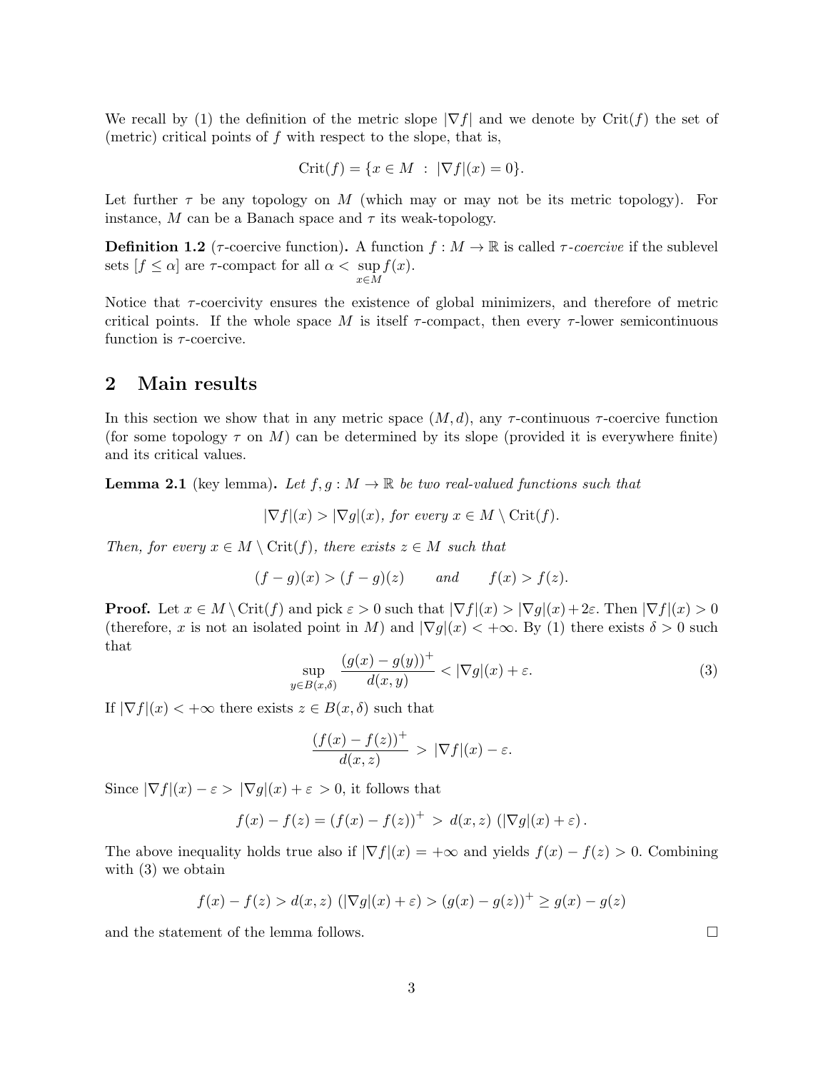We recall by (1) the definition of the metric slope $|\nabla f|$ and we denote by $\mathrm{Crit}(f)$ the set of (metric) critical points of $f$ with respect to the slope, that is,

$$\mathrm{Crit}(f) = \{x \in M \ : \ |\nabla f|(x) = 0\}.$$

Let further $\tau$ be any topology on $M$ (which may or may not be its metric topology). For instance, $M$ can be a Banach space and $\tau$ its weak-topology.

**Definition 1.2** ($\tau$-coercive function)**.** A function $f : M \to \mathbb{R}$ is called *$\tau$-coercive* if the sublevel sets $[f \leq \alpha]$ are $\tau$-compact for all $\alpha < \sup\limits_{x \in M} f(x)$.

Notice that $\tau$-coercivity ensures the existence of global minimizers, and therefore of metric critical points. If the whole space $M$ is itself $\tau$-compact, then every $\tau$-lower semicontinuous function is $\tau$-coercive.

## 2 Main results

In this section we show that in any metric space $(M, d)$, any $\tau$-continuous $\tau$-coercive function (for some topology $\tau$ on $M$) can be determined by its slope (provided it is everywhere finite) and its critical values.

**Lemma 2.1** (key lemma)**.** *Let $f, g : M \to \mathbb{R}$ be two real-valued functions such that*

$$|\nabla f|(x) > |\nabla g|(x), \text{ for every } x \in M \setminus \mathrm{Crit}(f).$$

*Then, for every $x \in M \setminus \mathrm{Crit}(f)$, there exists $z \in M$ such that*

$$(f - g)(x) > (f - g)(z) \qquad \text{and} \qquad f(x) > f(z).$$

**Proof.** Let $x \in M \setminus \mathrm{Crit}(f)$ and pick $\varepsilon > 0$ such that $|\nabla f|(x) > |\nabla g|(x) + 2\varepsilon$. Then $|\nabla f|(x) > 0$ (therefore, $x$ is not an isolated point in $M$) and $|\nabla g|(x) < +\infty$. By (1) there exists $\delta > 0$ such that

$$\sup_{y \in B(x,\delta)} \frac{(g(x) - g(y))^+}{d(x, y)} < |\nabla g|(x) + \varepsilon. \tag{3}$$

If $|\nabla f|(x) < +\infty$ there exists $z \in B(x, \delta)$ such that

$$\frac{(f(x) - f(z))^+}{d(x, z)} \ > \ |\nabla f|(x) - \varepsilon.$$

Since $|\nabla f|(x) - \varepsilon > \ |\nabla g|(x) + \varepsilon \ > 0$, it follows that

$$f(x) - f(z) = (f(x) - f(z))^+ \ > \ d(x, z) \ (|\nabla g|(x) + \varepsilon) \, .$$

The above inequality holds true also if $|\nabla f|(x) = +\infty$ and yields $f(x) - f(z) > 0$. Combining with (3) we obtain

$$f(x) - f(z) > d(x, z) \ (|\nabla g|(x) + \varepsilon) > (g(x) - g(z))^+ \geq g(x) - g(z)$$

and the statement of the lemma follows. $\square$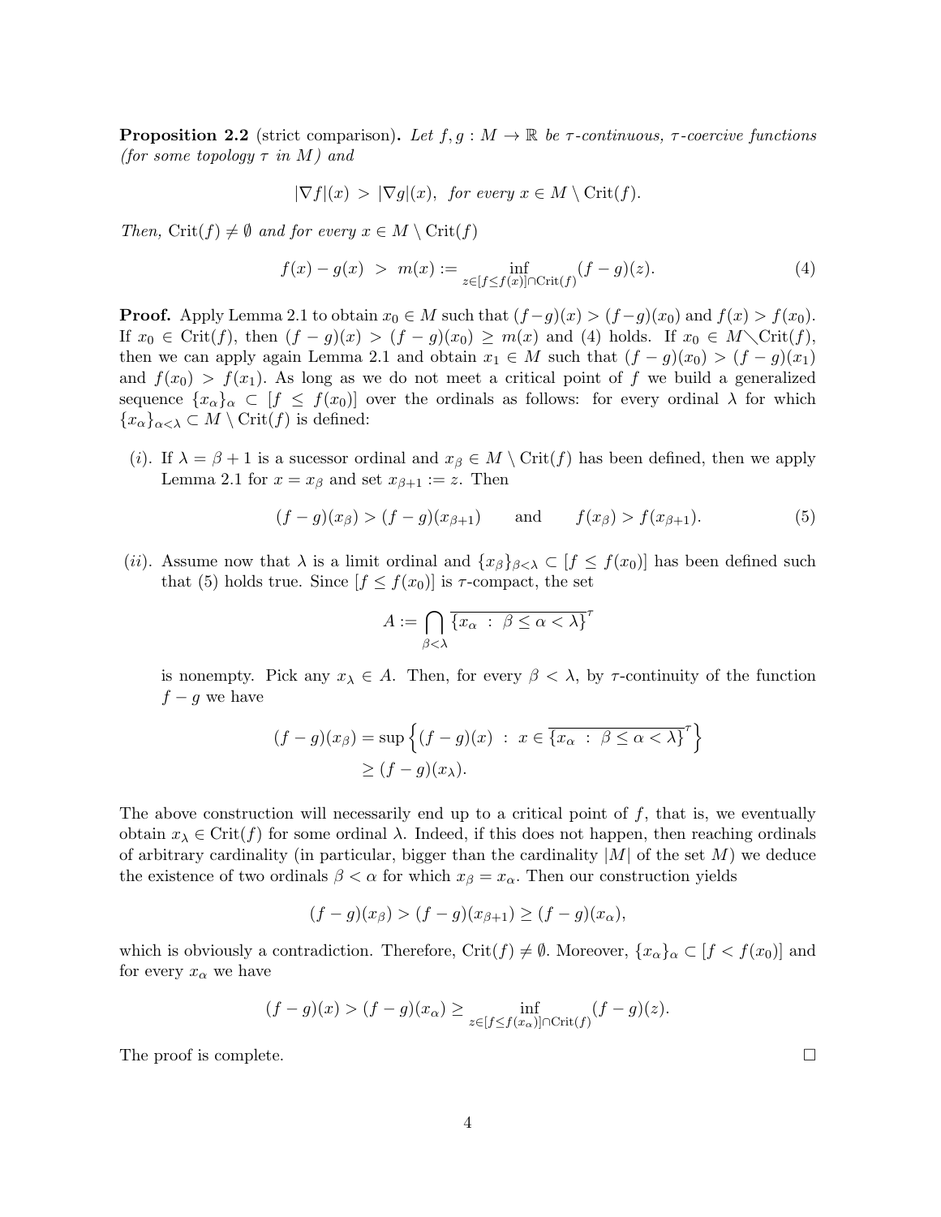**Proposition 2.2** (strict comparison)**.** *Let $f, g : M \to \mathbb{R}$ be $\tau$-continuous, $\tau$-coercive functions (for some topology $\tau$ in $M$) and*

$$|\nabla f|(x) \;>\; |\nabla g|(x), \;\; \textit{for every } x \in M \setminus \mathrm{Crit}(f).$$

*Then,* $\mathrm{Crit}(f) \neq \emptyset$ *and for every* $x \in M \setminus \mathrm{Crit}(f)$

$$f(x) - g(x) \;>\; m(x) := \inf_{z \in [f \le f(x)] \cap \mathrm{Crit}(f)} (f - g)(z). \tag{4}$$

**Proof.** Apply Lemma 2.1 to obtain $x_0 \in M$ such that $(f-g)(x) > (f-g)(x_0)$ and $f(x) > f(x_0)$. If $x_0 \in \mathrm{Crit}(f)$, then $(f-g)(x) > (f-g)(x_0) \ge m(x)$ and (4) holds. If $x_0 \in M \setminus \mathrm{Crit}(f)$, then we can apply again Lemma 2.1 and obtain $x_1 \in M$ such that $(f-g)(x_0) > (f-g)(x_1)$ and $f(x_0) > f(x_1)$. As long as we do not meet a critical point of $f$ we build a generalized sequence $\{x_\alpha\}_\alpha \subset [f \le f(x_0)]$ over the ordinals as follows: for every ordinal $\lambda$ for which $\{x_\alpha\}_{\alpha<\lambda} \subset M \setminus \mathrm{Crit}(f)$ is defined:

(*i*). If $\lambda = \beta + 1$ is a sucessor ordinal and $x_\beta \in M \setminus \mathrm{Crit}(f)$ has been defined, then we apply Lemma 2.1 for $x = x_\beta$ and set $x_{\beta+1} := z$. Then

$$(f-g)(x_\beta) > (f-g)(x_{\beta+1}) \qquad \text{and} \qquad f(x_\beta) > f(x_{\beta+1}). \tag{5}$$

(*ii*). Assume now that $\lambda$ is a limit ordinal and $\{x_\beta\}_{\beta<\lambda} \subset [f \le f(x_0)]$ has been defined such that (5) holds true. Since $[f \le f(x_0)]$ is $\tau$-compact, the set

$$A := \bigcap_{\beta<\lambda} \overline{\{x_\alpha \;:\; \beta \le \alpha < \lambda\}}^{\tau}$$

is nonempty. Pick any $x_\lambda \in A$. Then, for every $\beta < \lambda$, by $\tau$-continuity of the function $f - g$ we have

$$\begin{aligned}(f-g)(x_\beta) &= \sup\left\{(f-g)(x) \;:\; x \in \overline{\{x_\alpha \;:\; \beta \le \alpha < \lambda\}}^{\tau}\right\} \\ &\ge (f-g)(x_\lambda).\end{aligned}$$

The above construction will necessarily end up to a critical point of $f$, that is, we eventually obtain $x_\lambda \in \mathrm{Crit}(f)$ for some ordinal $\lambda$. Indeed, if this does not happen, then reaching ordinals of arbitrary cardinality (in particular, bigger than the cardinality $|M|$ of the set $M$) we deduce the existence of two ordinals $\beta < \alpha$ for which $x_\beta = x_\alpha$. Then our construction yields

$$(f-g)(x_\beta) > (f-g)(x_{\beta+1}) \ge (f-g)(x_\alpha),$$

which is obviously a contradiction. Therefore, $\mathrm{Crit}(f) \neq \emptyset$. Moreover, $\{x_\alpha\}_\alpha \subset [f < f(x_0)]$ and for every $x_\alpha$ we have

$$(f-g)(x) > (f-g)(x_\alpha) \ge \inf_{z \in [f \le f(x_\alpha)] \cap \mathrm{Crit}(f)} (f-g)(z).$$

The proof is complete. $\square$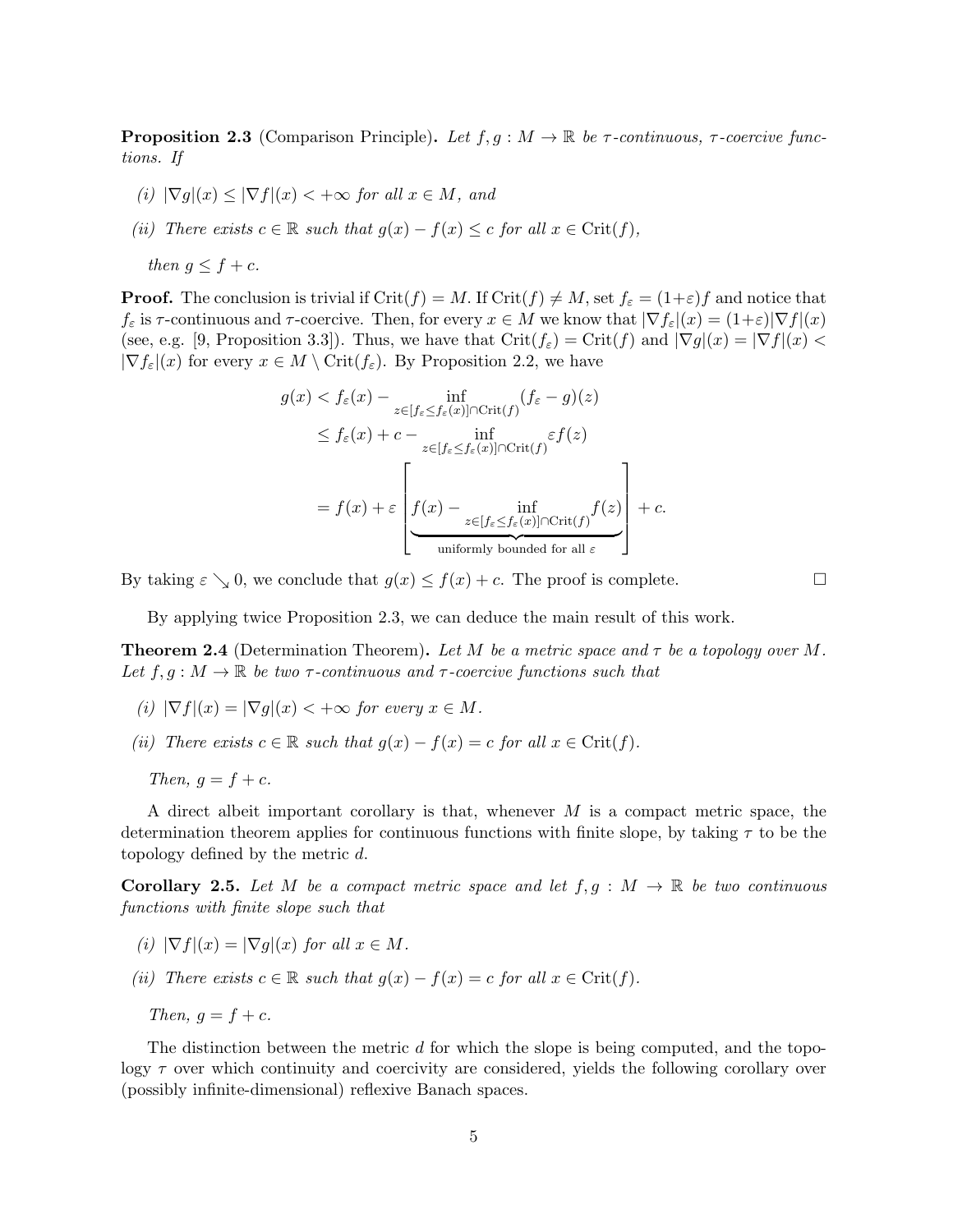**Proposition 2.3** (Comparison Principle)**.** *Let $f, g : M \to \mathbb{R}$ be $\tau$-continuous, $\tau$-coercive functions. If*

*(i) $|\nabla g|(x) \le |\nabla f|(x) < +\infty$ for all $x \in M$, and*

*(ii) There exists $c \in \mathbb{R}$ such that $g(x) - f(x) \le c$ for all $x \in \operatorname{Crit}(f)$,*

*then $g \le f + c$.*

**Proof.** The conclusion is trivial if $\operatorname{Crit}(f) = M$. If $\operatorname{Crit}(f) \ne M$, set $f_\varepsilon = (1+\varepsilon)f$ and notice that $f_\varepsilon$ is $\tau$-continuous and $\tau$-coercive. Then, for every $x \in M$ we know that $|\nabla f_\varepsilon|(x) = (1+\varepsilon)|\nabla f|(x)$ (see, e.g. [9, Proposition 3.3]). Thus, we have that $\operatorname{Crit}(f_\varepsilon) = \operatorname{Crit}(f)$ and $|\nabla g|(x) = |\nabla f|(x) < |\nabla f_\varepsilon|(x)$ for every $x \in M \setminus \operatorname{Crit}(f_\varepsilon)$. By Proposition 2.2, we have

$$
\begin{aligned}
g(x) &< f_\varepsilon(x) - \inf_{z \in [f_\varepsilon \le f_\varepsilon(x)] \cap \operatorname{Crit}(f)} (f_\varepsilon - g)(z) \\
&\le f_\varepsilon(x) + c - \inf_{z \in [f_\varepsilon \le f_\varepsilon(x)] \cap \operatorname{Crit}(f)} \varepsilon f(z) \\
&= f(x) + \varepsilon \left[ \underbrace{f(x) - \inf_{z \in [f_\varepsilon \le f_\varepsilon(x)] \cap \operatorname{Crit}(f)} f(z)}_{\text{uniformly bounded for all } \varepsilon} \right] + c.
\end{aligned}
$$

By taking $\varepsilon \searrow 0$, we conclude that $g(x) \le f(x) + c$. The proof is complete. $\square$

By applying twice Proposition 2.3, we can deduce the main result of this work.

**Theorem 2.4** (Determination Theorem)**.** *Let $M$ be a metric space and $\tau$ be a topology over $M$. Let $f, g : M \to \mathbb{R}$ be two $\tau$-continuous and $\tau$-coercive functions such that*

*(i) $|\nabla f|(x) = |\nabla g|(x) < +\infty$ for every $x \in M$.*

*(ii) There exists $c \in \mathbb{R}$ such that $g(x) - f(x) = c$ for all $x \in \operatorname{Crit}(f)$.*

*Then, $g = f + c$.*

A direct albeit important corollary is that, whenever $M$ is a compact metric space, the determination theorem applies for continuous functions with finite slope, by taking $\tau$ to be the topology defined by the metric $d$.

**Corollary 2.5.** *Let $M$ be a compact metric space and let $f, g : M \to \mathbb{R}$ be two continuous functions with finite slope such that*

*(i) $|\nabla f|(x) = |\nabla g|(x)$ for all $x \in M$.*

*(ii) There exists $c \in \mathbb{R}$ such that $g(x) - f(x) = c$ for all $x \in \operatorname{Crit}(f)$.*

*Then, $g = f + c$.*

The distinction between the metric $d$ for which the slope is being computed, and the topology $\tau$ over which continuity and coercivity are considered, yields the following corollary over (possibly infinite-dimensional) reflexive Banach spaces.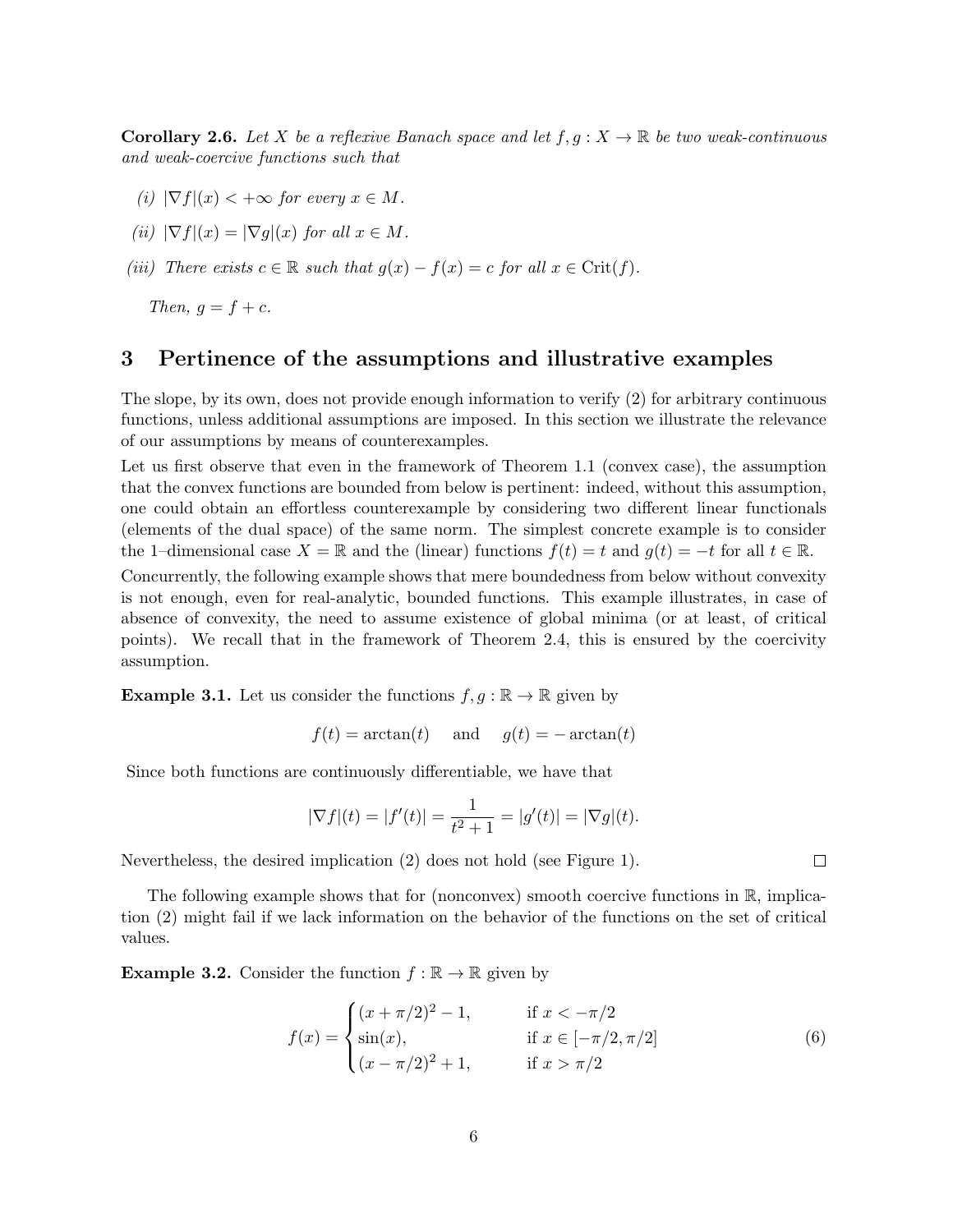**Corollary 2.6.** *Let $X$ be a reflexive Banach space and let $f, g : X \to \mathbb{R}$ be two weak-continuous and weak-coercive functions such that*

*(i) $|\nabla f|(x) < +\infty$ for every $x \in M$.*

*(ii) $|\nabla f|(x) = |\nabla g|(x)$ for all $x \in M$.*

*(iii) There exists $c \in \mathbb{R}$ such that $g(x) - f(x) = c$ for all $x \in \operatorname{Crit}(f)$.*

*Then, $g = f + c$.*

## 3 Pertinence of the assumptions and illustrative examples

The slope, by its own, does not provide enough information to verify (2) for arbitrary continuous functions, unless additional assumptions are imposed. In this section we illustrate the relevance of our assumptions by means of counterexamples.

Let us first observe that even in the framework of Theorem 1.1 (convex case), the assumption that the convex functions are bounded from below is pertinent: indeed, without this assumption, one could obtain an effortless counterexample by considering two different linear functionals (elements of the dual space) of the same norm. The simplest concrete example is to consider the 1–dimensional case $X = \mathbb{R}$ and the (linear) functions $f(t) = t$ and $g(t) = -t$ for all $t \in \mathbb{R}$.

Concurrently, the following example shows that mere boundedness from below without convexity is not enough, even for real-analytic, bounded functions. This example illustrates, in case of absence of convexity, the need to assume existence of global minima (or at least, of critical points). We recall that in the framework of Theorem 2.4, this is ensured by the coercivity assumption.

**Example 3.1.** Let us consider the functions $f, g : \mathbb{R} \to \mathbb{R}$ given by

$$f(t) = \arctan(t) \quad \text{and} \quad g(t) = -\arctan(t)$$

Since both functions are continuously differentiable, we have that

$$|\nabla f|(t) = |f'(t)| = \frac{1}{t^2+1} = |g'(t)| = |\nabla g|(t).$$

Nevertheless, the desired implication (2) does not hold (see Figure 1). □

The following example shows that for (nonconvex) smooth coercive functions in $\mathbb{R}$, implication (2) might fail if we lack information on the behavior of the functions on the set of critical values.

**Example 3.2.** Consider the function $f : \mathbb{R} \to \mathbb{R}$ given by

$$f(x) = \begin{cases} (x + \pi/2)^2 - 1, & \text{if } x < -\pi/2 \\ \sin(x), & \text{if } x \in [-\pi/2, \pi/2] \\ (x - \pi/2)^2 + 1, & \text{if } x > \pi/2 \end{cases} \tag{6}$$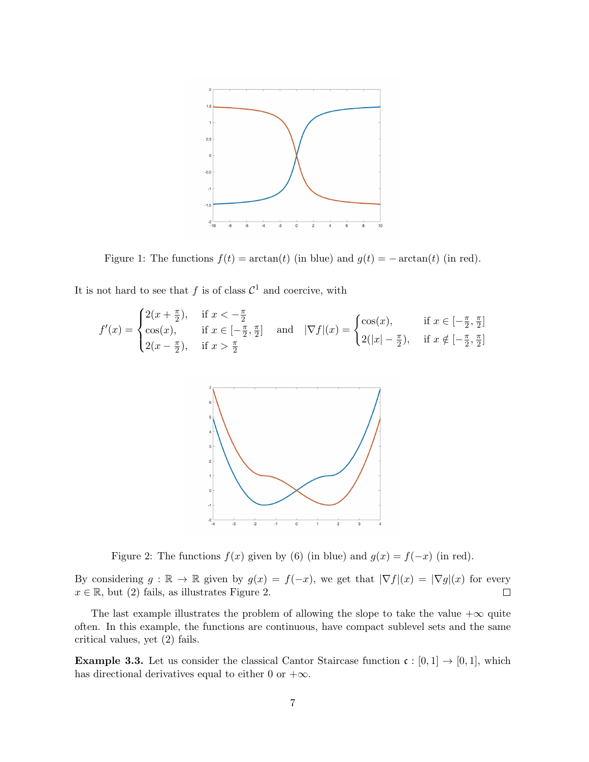Figure 1: The functions $f(t) = \arctan(t)$ (in blue) and $g(t) = -\arctan(t)$ (in red).

It is not hard to see that $f$ is of class $\mathcal{C}^1$ and coercive, with

$$f'(x) = \begin{cases} 2(x + \frac{\pi}{2}), & \text{if } x < -\frac{\pi}{2} \\ \cos(x), & \text{if } x \in [-\frac{\pi}{2}, \frac{\pi}{2}] \\ 2(x - \frac{\pi}{2}), & \text{if } x > \frac{\pi}{2} \end{cases} \quad \text{and} \quad |\nabla f|(x) = \begin{cases} \cos(x), & \text{if } x \in [-\frac{\pi}{2}, \frac{\pi}{2}] \\ 2(|x| - \frac{\pi}{2}), & \text{if } x \notin [-\frac{\pi}{2}, \frac{\pi}{2}] \end{cases}$$

Figure 2: The functions $f(x)$ given by (6) (in blue) and $g(x) = f(-x)$ (in red).

By considering $g : \mathbb{R} \to \mathbb{R}$ given by $g(x) = f(-x)$, we get that $|\nabla f|(x) = |\nabla g|(x)$ for every $x \in \mathbb{R}$, but (2) fails, as illustrates Figure 2. $\square$

The last example illustrates the problem of allowing the slope to take the value $+\infty$ quite often. In this example, the functions are continuous, have compact sublevel sets and the same critical values, yet (2) fails.

**Example 3.3.** Let us consider the classical Cantor Staircase function $\mathfrak{c} : [0, 1] \to [0, 1]$, which has directional derivatives equal to either $0$ or $+\infty$.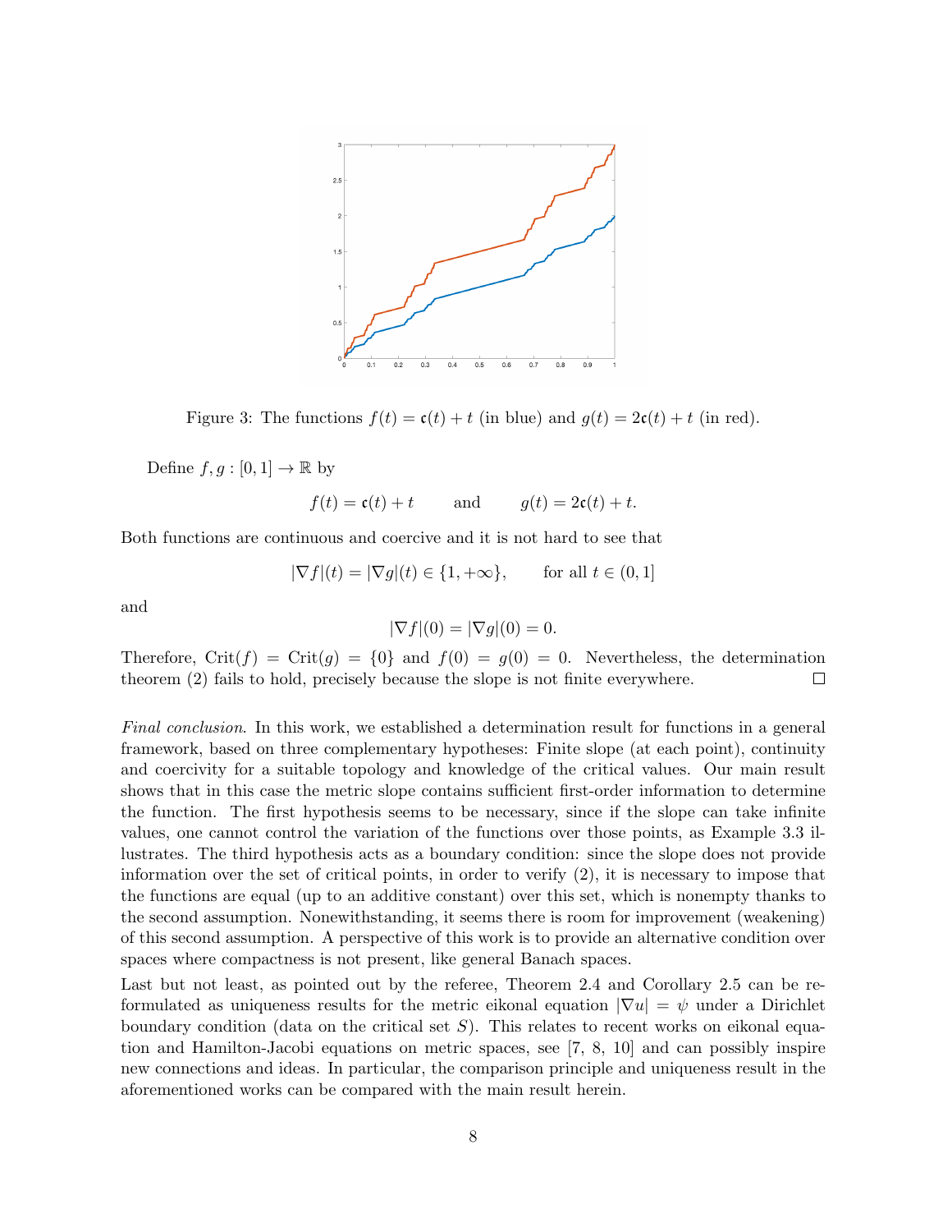Figure 3: The functions $f(t) = \mathfrak{c}(t) + t$ (in blue) and $g(t) = 2\mathfrak{c}(t) + t$ (in red).

Define $f, g : [0,1] \to \mathbb{R}$ by

$$f(t) = \mathfrak{c}(t) + t \qquad \text{and} \qquad g(t) = 2\mathfrak{c}(t) + t.$$

Both functions are continuous and coercive and it is not hard to see that

$$|\nabla f|(t) = |\nabla g|(t) \in \{1, +\infty\}, \qquad \text{for all } t \in (0,1]$$

and

$$|\nabla f|(0) = |\nabla g|(0) = 0.$$

Therefore, $\mathrm{Crit}(f) = \mathrm{Crit}(g) = \{0\}$ and $f(0) = g(0) = 0$. Nevertheless, the determination theorem (2) fails to hold, precisely because the slope is not finite everywhere. $\square$

*Final conclusion*. In this work, we established a determination result for functions in a general framework, based on three complementary hypotheses: Finite slope (at each point), continuity and coercivity for a suitable topology and knowledge of the critical values. Our main result shows that in this case the metric slope contains sufficient first-order information to determine the function. The first hypothesis seems to be necessary, since if the slope can take infinite values, one cannot control the variation of the functions over those points, as Example 3.3 illustrates. The third hypothesis acts as a boundary condition: since the slope does not provide information over the set of critical points, in order to verify (2), it is necessary to impose that the functions are equal (up to an additive constant) over this set, which is nonempty thanks to the second assumption. Nonewithstanding, it seems there is room for improvement (weakening) of this second assumption. A perspective of this work is to provide an alternative condition over spaces where compactness is not present, like general Banach spaces.

Last but not least, as pointed out by the referee, Theorem 2.4 and Corollary 2.5 can be reformulated as uniqueness results for the metric eikonal equation $|\nabla u| = \psi$ under a Dirichlet boundary condition (data on the critical set $S$). This relates to recent works on eikonal equation and Hamilton-Jacobi equations on metric spaces, see [7, 8, 10] and can possibly inspire new connections and ideas. In particular, the comparison principle and uniqueness result in the aforementioned works can be compared with the main result herein.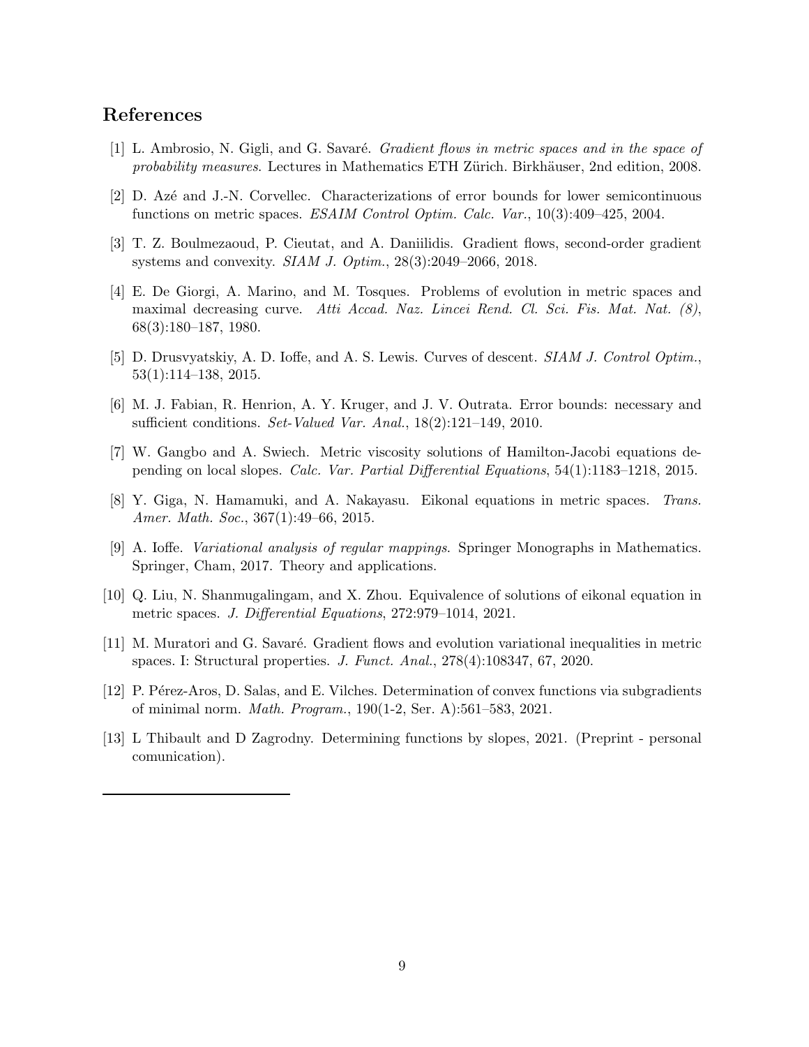## References

[1] L. Ambrosio, N. Gigli, and G. Savaré. *Gradient flows in metric spaces and in the space of probability measures*. Lectures in Mathematics ETH Zürich. Birkhäuser, 2nd edition, 2008.

[2] D. Azé and J.-N. Corvellec. Characterizations of error bounds for lower semicontinuous functions on metric spaces. *ESAIM Control Optim. Calc. Var.*, 10(3):409–425, 2004.

[3] T. Z. Boulmezaoud, P. Cieutat, and A. Daniilidis. Gradient flows, second-order gradient systems and convexity. *SIAM J. Optim.*, 28(3):2049–2066, 2018.

[4] E. De Giorgi, A. Marino, and M. Tosques. Problems of evolution in metric spaces and maximal decreasing curve. *Atti Accad. Naz. Lincei Rend. Cl. Sci. Fis. Mat. Nat. (8)*, 68(3):180–187, 1980.

[5] D. Drusvyatskiy, A. D. Ioffe, and A. S. Lewis. Curves of descent. *SIAM J. Control Optim.*, 53(1):114–138, 2015.

[6] M. J. Fabian, R. Henrion, A. Y. Kruger, and J. V. Outrata. Error bounds: necessary and sufficient conditions. *Set-Valued Var. Anal.*, 18(2):121–149, 2010.

[7] W. Gangbo and A. Swiech. Metric viscosity solutions of Hamilton-Jacobi equations depending on local slopes. *Calc. Var. Partial Differential Equations*, 54(1):1183–1218, 2015.

[8] Y. Giga, N. Hamamuki, and A. Nakayasu. Eikonal equations in metric spaces. *Trans. Amer. Math. Soc.*, 367(1):49–66, 2015.

[9] A. Ioffe. *Variational analysis of regular mappings*. Springer Monographs in Mathematics. Springer, Cham, 2017. Theory and applications.

[10] Q. Liu, N. Shanmugalingam, and X. Zhou. Equivalence of solutions of eikonal equation in metric spaces. *J. Differential Equations*, 272:979–1014, 2021.

[11] M. Muratori and G. Savaré. Gradient flows and evolution variational inequalities in metric spaces. I: Structural properties. *J. Funct. Anal.*, 278(4):108347, 67, 2020.

[12] P. Pérez-Aros, D. Salas, and E. Vilches. Determination of convex functions via subgradients of minimal norm. *Math. Program.*, 190(1-2, Ser. A):561–583, 2021.

[13] L Thibault and D Zagrodny. Determining functions by slopes, 2021. (Preprint - personal comunication).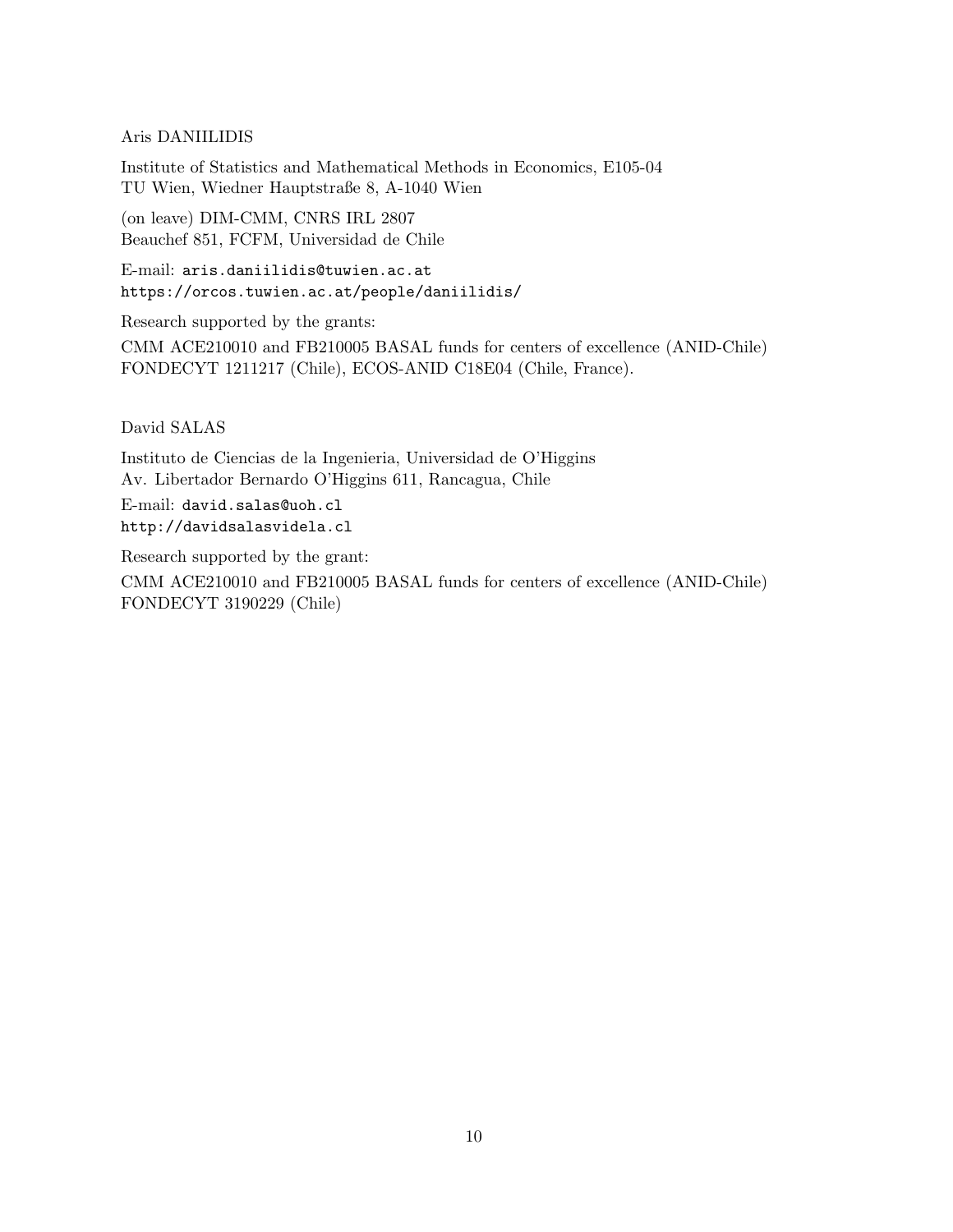Aris DANIILIDIS

Institute of Statistics and Mathematical Methods in Economics, E105-04
TU Wien, Wiedner Hauptstraße 8, A-1040 Wien

(on leave) DIM-CMM, CNRS IRL 2807
Beauchef 851, FCFM, Universidad de Chile

E-mail: `aris.daniilidis@tuwien.ac.at`
`https://orcos.tuwien.ac.at/people/daniilidis/`

Research supported by the grants:

CMM ACE210010 and FB210005 BASAL funds for centers of excellence (ANID-Chile)
FONDECYT 1211217 (Chile), ECOS-ANID C18E04 (Chile, France).

David SALAS

Instituto de Ciencias de la Ingenieria, Universidad de O'Higgins
Av. Libertador Bernardo O'Higgins 611, Rancagua, Chile

E-mail: `david.salas@uoh.cl`
`http://davidsalasvidela.cl`

Research supported by the grant:

CMM ACE210010 and FB210005 BASAL funds for centers of excellence (ANID-Chile)
FONDECYT 3190229 (Chile)